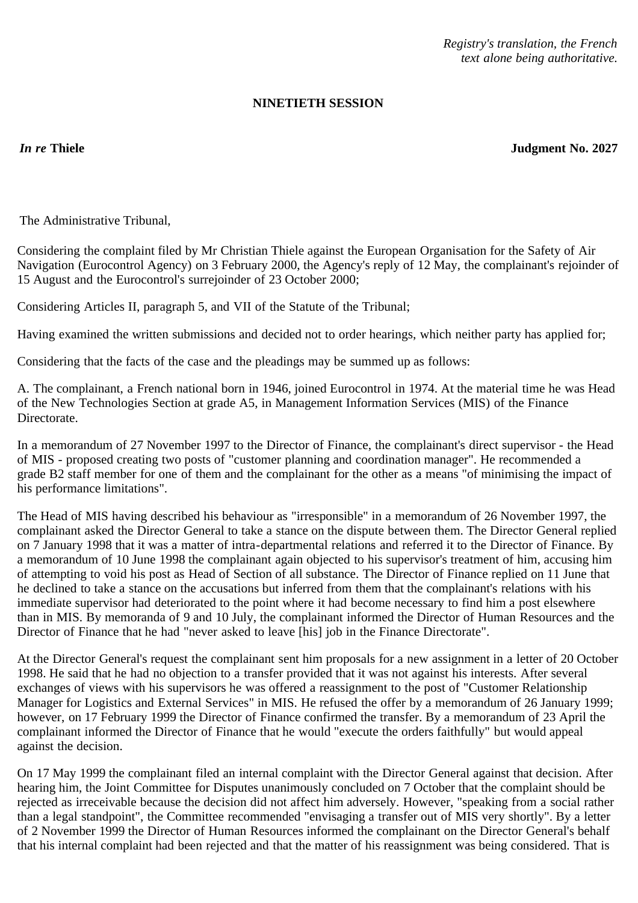*Registry's translation, the French text alone being authoritative.*

**NINETIETH SESSION**

***In re* Thiele** **Judgment No. 2027**

The Administrative Tribunal,

Considering the complaint filed by Mr Christian Thiele against the European Organisation for the Safety of Air Navigation (Eurocontrol Agency) on 3 February 2000, the Agency's reply of 12 May, the complainant's rejoinder of 15 August and the Eurocontrol's surrejoinder of 23 October 2000;

Considering Articles II, paragraph 5, and VII of the Statute of the Tribunal;

Having examined the written submissions and decided not to order hearings, which neither party has applied for;

Considering that the facts of the case and the pleadings may be summed up as follows:

A. The complainant, a French national born in 1946, joined Eurocontrol in 1974. At the material time he was Head of the New Technologies Section at grade A5, in Management Information Services (MIS) of the Finance Directorate.

In a memorandum of 27 November 1997 to the Director of Finance, the complainant's direct supervisor - the Head of MIS - proposed creating two posts of "customer planning and coordination manager". He recommended a grade B2 staff member for one of them and the complainant for the other as a means "of minimising the impact of his performance limitations".

The Head of MIS having described his behaviour as "irresponsible" in a memorandum of 26 November 1997, the complainant asked the Director General to take a stance on the dispute between them. The Director General replied on 7 January 1998 that it was a matter of intra-departmental relations and referred it to the Director of Finance. By a memorandum of 10 June 1998 the complainant again objected to his supervisor's treatment of him, accusing him of attempting to void his post as Head of Section of all substance. The Director of Finance replied on 11 June that he declined to take a stance on the accusations but inferred from them that the complainant's relations with his immediate supervisor had deteriorated to the point where it had become necessary to find him a post elsewhere than in MIS. By memoranda of 9 and 10 July, the complainant informed the Director of Human Resources and the Director of Finance that he had "never asked to leave [his] job in the Finance Directorate".

At the Director General's request the complainant sent him proposals for a new assignment in a letter of 20 October 1998. He said that he had no objection to a transfer provided that it was not against his interests. After several exchanges of views with his supervisors he was offered a reassignment to the post of "Customer Relationship Manager for Logistics and External Services" in MIS. He refused the offer by a memorandum of 26 January 1999; however, on 17 February 1999 the Director of Finance confirmed the transfer. By a memorandum of 23 April the complainant informed the Director of Finance that he would "execute the orders faithfully" but would appeal against the decision.

On 17 May 1999 the complainant filed an internal complaint with the Director General against that decision. After hearing him, the Joint Committee for Disputes unanimously concluded on 7 October that the complaint should be rejected as irreceivable because the decision did not affect him adversely. However, "speaking from a social rather than a legal standpoint", the Committee recommended "envisaging a transfer out of MIS very shortly". By a letter of 2 November 1999 the Director of Human Resources informed the complainant on the Director General's behalf that his internal complaint had been rejected and that the matter of his reassignment was being considered. That is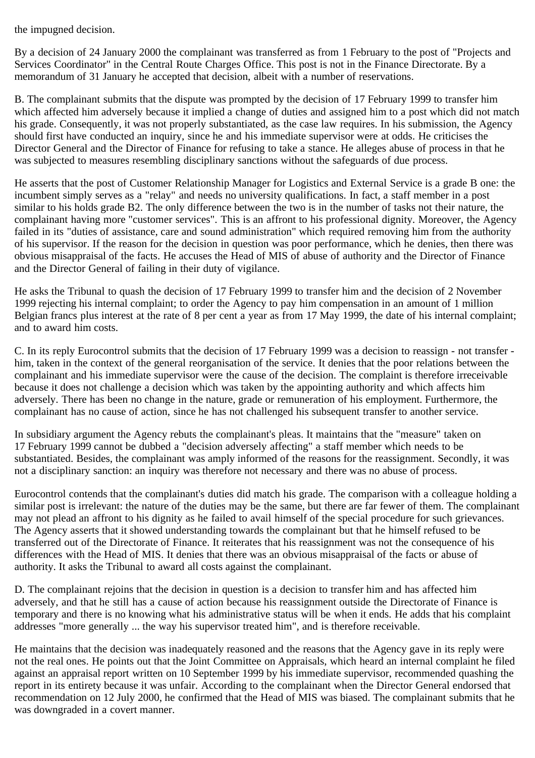the impugned decision.

By a decision of 24 January 2000 the complainant was transferred as from 1 February to the post of "Projects and Services Coordinator" in the Central Route Charges Office. This post is not in the Finance Directorate. By a memorandum of 31 January he accepted that decision, albeit with a number of reservations.

B. The complainant submits that the dispute was prompted by the decision of 17 February 1999 to transfer him which affected him adversely because it implied a change of duties and assigned him to a post which did not match his grade. Consequently, it was not properly substantiated, as the case law requires. In his submission, the Agency should first have conducted an inquiry, since he and his immediate supervisor were at odds. He criticises the Director General and the Director of Finance for refusing to take a stance. He alleges abuse of process in that he was subjected to measures resembling disciplinary sanctions without the safeguards of due process.

He asserts that the post of Customer Relationship Manager for Logistics and External Service is a grade B one: the incumbent simply serves as a "relay" and needs no university qualifications. In fact, a staff member in a post similar to his holds grade B2. The only difference between the two is in the number of tasks not their nature, the complainant having more "customer services". This is an affront to his professional dignity. Moreover, the Agency failed in its "duties of assistance, care and sound administration" which required removing him from the authority of his supervisor. If the reason for the decision in question was poor performance, which he denies, then there was obvious misappraisal of the facts. He accuses the Head of MIS of abuse of authority and the Director of Finance and the Director General of failing in their duty of vigilance.

He asks the Tribunal to quash the decision of 17 February 1999 to transfer him and the decision of 2 November 1999 rejecting his internal complaint; to order the Agency to pay him compensation in an amount of 1 million Belgian francs plus interest at the rate of 8 per cent a year as from 17 May 1999, the date of his internal complaint; and to award him costs.

C. In its reply Eurocontrol submits that the decision of 17 February 1999 was a decision to reassign - not transfer - him, taken in the context of the general reorganisation of the service. It denies that the poor relations between the complainant and his immediate supervisor were the cause of the decision. The complaint is therefore irreceivable because it does not challenge a decision which was taken by the appointing authority and which affects him adversely. There has been no change in the nature, grade or remuneration of his employment. Furthermore, the complainant has no cause of action, since he has not challenged his subsequent transfer to another service.

In subsidiary argument the Agency rebuts the complainant's pleas. It maintains that the "measure" taken on 17 February 1999 cannot be dubbed a "decision adversely affecting" a staff member which needs to be substantiated. Besides, the complainant was amply informed of the reasons for the reassignment. Secondly, it was not a disciplinary sanction: an inquiry was therefore not necessary and there was no abuse of process.

Eurocontrol contends that the complainant's duties did match his grade. The comparison with a colleague holding a similar post is irrelevant: the nature of the duties may be the same, but there are far fewer of them. The complainant may not plead an affront to his dignity as he failed to avail himself of the special procedure for such grievances. The Agency asserts that it showed understanding towards the complainant but that he himself refused to be transferred out of the Directorate of Finance. It reiterates that his reassignment was not the consequence of his differences with the Head of MIS. It denies that there was an obvious misappraisal of the facts or abuse of authority. It asks the Tribunal to award all costs against the complainant.

D. The complainant rejoins that the decision in question is a decision to transfer him and has affected him adversely, and that he still has a cause of action because his reassignment outside the Directorate of Finance is temporary and there is no knowing what his administrative status will be when it ends. He adds that his complaint addresses "more generally ... the way his supervisor treated him", and is therefore receivable.

He maintains that the decision was inadequately reasoned and the reasons that the Agency gave in its reply were not the real ones. He points out that the Joint Committee on Appraisals, which heard an internal complaint he filed against an appraisal report written on 10 September 1999 by his immediate supervisor, recommended quashing the report in its entirety because it was unfair. According to the complainant when the Director General endorsed that recommendation on 12 July 2000, he confirmed that the Head of MIS was biased. The complainant submits that he was downgraded in a covert manner.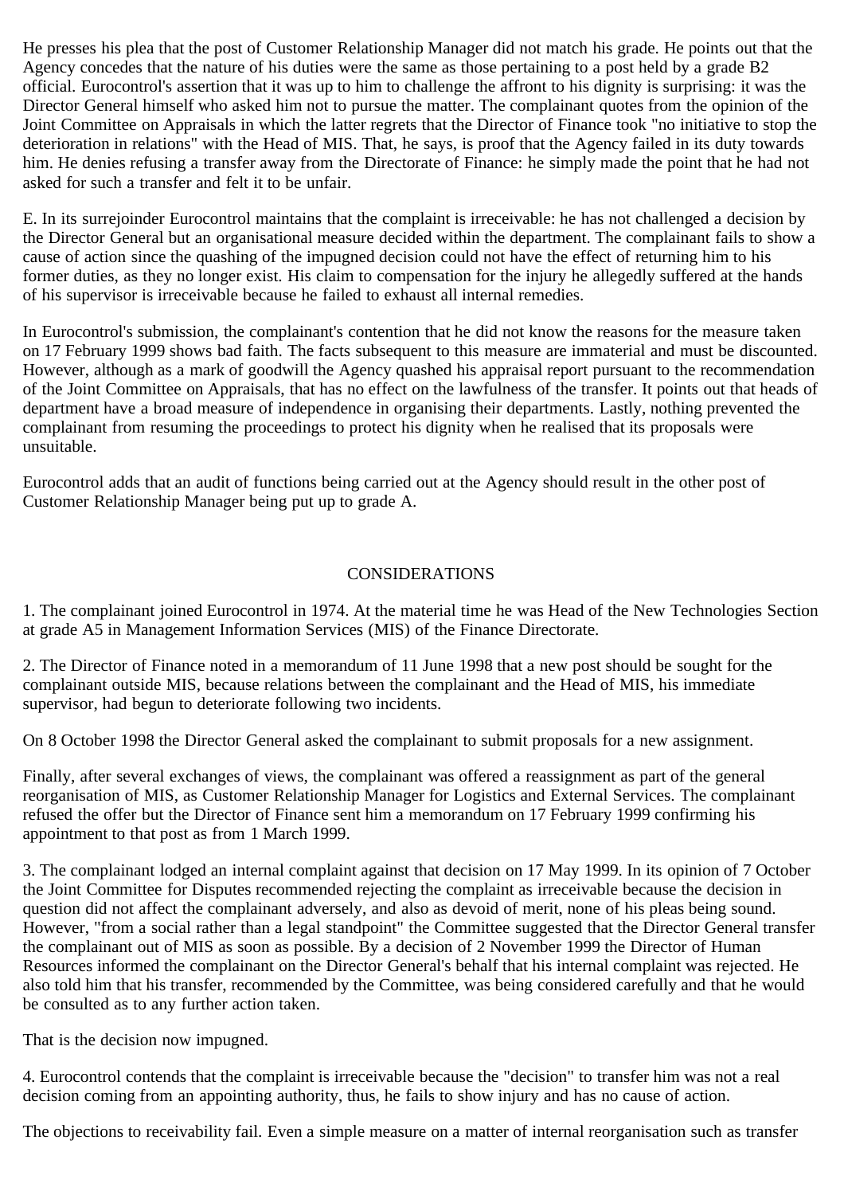He presses his plea that the post of Customer Relationship Manager did not match his grade. He points out that the Agency concedes that the nature of his duties were the same as those pertaining to a post held by a grade B2 official. Eurocontrol's assertion that it was up to him to challenge the affront to his dignity is surprising: it was the Director General himself who asked him not to pursue the matter. The complainant quotes from the opinion of the Joint Committee on Appraisals in which the latter regrets that the Director of Finance took "no initiative to stop the deterioration in relations" with the Head of MIS. That, he says, is proof that the Agency failed in its duty towards him. He denies refusing a transfer away from the Directorate of Finance: he simply made the point that he had not asked for such a transfer and felt it to be unfair.

E. In its surrejoinder Eurocontrol maintains that the complaint is irreceivable: he has not challenged a decision by the Director General but an organisational measure decided within the department. The complainant fails to show a cause of action since the quashing of the impugned decision could not have the effect of returning him to his former duties, as they no longer exist. His claim to compensation for the injury he allegedly suffered at the hands of his supervisor is irreceivable because he failed to exhaust all internal remedies.

In Eurocontrol's submission, the complainant's contention that he did not know the reasons for the measure taken on 17 February 1999 shows bad faith. The facts subsequent to this measure are immaterial and must be discounted. However, although as a mark of goodwill the Agency quashed his appraisal report pursuant to the recommendation of the Joint Committee on Appraisals, that has no effect on the lawfulness of the transfer. It points out that heads of department have a broad measure of independence in organising their departments. Lastly, nothing prevented the complainant from resuming the proceedings to protect his dignity when he realised that its proposals were unsuitable.

Eurocontrol adds that an audit of functions being carried out at the Agency should result in the other post of Customer Relationship Manager being put up to grade A.

## CONSIDERATIONS

1. The complainant joined Eurocontrol in 1974. At the material time he was Head of the New Technologies Section at grade A5 in Management Information Services (MIS) of the Finance Directorate.

2. The Director of Finance noted in a memorandum of 11 June 1998 that a new post should be sought for the complainant outside MIS, because relations between the complainant and the Head of MIS, his immediate supervisor, had begun to deteriorate following two incidents.

On 8 October 1998 the Director General asked the complainant to submit proposals for a new assignment.

Finally, after several exchanges of views, the complainant was offered a reassignment as part of the general reorganisation of MIS, as Customer Relationship Manager for Logistics and External Services. The complainant refused the offer but the Director of Finance sent him a memorandum on 17 February 1999 confirming his appointment to that post as from 1 March 1999.

3. The complainant lodged an internal complaint against that decision on 17 May 1999. In its opinion of 7 October the Joint Committee for Disputes recommended rejecting the complaint as irreceivable because the decision in question did not affect the complainant adversely, and also as devoid of merit, none of his pleas being sound. However, "from a social rather than a legal standpoint" the Committee suggested that the Director General transfer the complainant out of MIS as soon as possible. By a decision of 2 November 1999 the Director of Human Resources informed the complainant on the Director General's behalf that his internal complaint was rejected. He also told him that his transfer, recommended by the Committee, was being considered carefully and that he would be consulted as to any further action taken.

That is the decision now impugned.

4. Eurocontrol contends that the complaint is irreceivable because the "decision" to transfer him was not a real decision coming from an appointing authority, thus, he fails to show injury and has no cause of action.

The objections to receivability fail. Even a simple measure on a matter of internal reorganisation such as transfer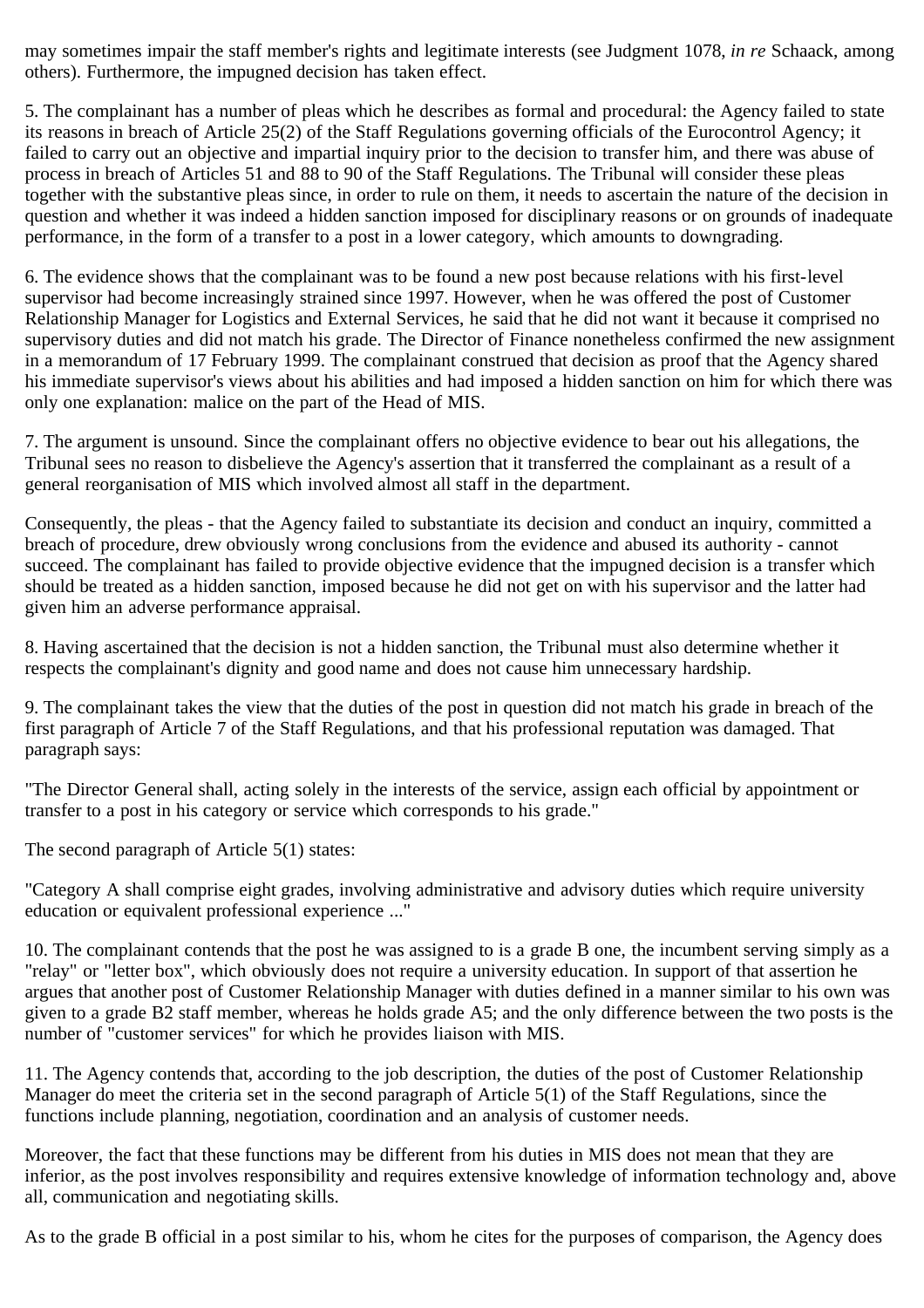may sometimes impair the staff member's rights and legitimate interests (see Judgment 1078, *in re* Schaack, among others). Furthermore, the impugned decision has taken effect.

5. The complainant has a number of pleas which he describes as formal and procedural: the Agency failed to state its reasons in breach of Article 25(2) of the Staff Regulations governing officials of the Eurocontrol Agency; it failed to carry out an objective and impartial inquiry prior to the decision to transfer him, and there was abuse of process in breach of Articles 51 and 88 to 90 of the Staff Regulations. The Tribunal will consider these pleas together with the substantive pleas since, in order to rule on them, it needs to ascertain the nature of the decision in question and whether it was indeed a hidden sanction imposed for disciplinary reasons or on grounds of inadequate performance, in the form of a transfer to a post in a lower category, which amounts to downgrading.

6. The evidence shows that the complainant was to be found a new post because relations with his first-level supervisor had become increasingly strained since 1997. However, when he was offered the post of Customer Relationship Manager for Logistics and External Services, he said that he did not want it because it comprised no supervisory duties and did not match his grade. The Director of Finance nonetheless confirmed the new assignment in a memorandum of 17 February 1999. The complainant construed that decision as proof that the Agency shared his immediate supervisor's views about his abilities and had imposed a hidden sanction on him for which there was only one explanation: malice on the part of the Head of MIS.

7. The argument is unsound. Since the complainant offers no objective evidence to bear out his allegations, the Tribunal sees no reason to disbelieve the Agency's assertion that it transferred the complainant as a result of a general reorganisation of MIS which involved almost all staff in the department.

Consequently, the pleas - that the Agency failed to substantiate its decision and conduct an inquiry, committed a breach of procedure, drew obviously wrong conclusions from the evidence and abused its authority - cannot succeed. The complainant has failed to provide objective evidence that the impugned decision is a transfer which should be treated as a hidden sanction, imposed because he did not get on with his supervisor and the latter had given him an adverse performance appraisal.

8. Having ascertained that the decision is not a hidden sanction, the Tribunal must also determine whether it respects the complainant's dignity and good name and does not cause him unnecessary hardship.

9. The complainant takes the view that the duties of the post in question did not match his grade in breach of the first paragraph of Article 7 of the Staff Regulations, and that his professional reputation was damaged. That paragraph says:

"The Director General shall, acting solely in the interests of the service, assign each official by appointment or transfer to a post in his category or service which corresponds to his grade."

The second paragraph of Article 5(1) states:

"Category A shall comprise eight grades, involving administrative and advisory duties which require university education or equivalent professional experience ..."

10. The complainant contends that the post he was assigned to is a grade B one, the incumbent serving simply as a "relay" or "letter box", which obviously does not require a university education. In support of that assertion he argues that another post of Customer Relationship Manager with duties defined in a manner similar to his own was given to a grade B2 staff member, whereas he holds grade A5; and the only difference between the two posts is the number of "customer services" for which he provides liaison with MIS.

11. The Agency contends that, according to the job description, the duties of the post of Customer Relationship Manager do meet the criteria set in the second paragraph of Article 5(1) of the Staff Regulations, since the functions include planning, negotiation, coordination and an analysis of customer needs.

Moreover, the fact that these functions may be different from his duties in MIS does not mean that they are inferior, as the post involves responsibility and requires extensive knowledge of information technology and, above all, communication and negotiating skills.

As to the grade B official in a post similar to his, whom he cites for the purposes of comparison, the Agency does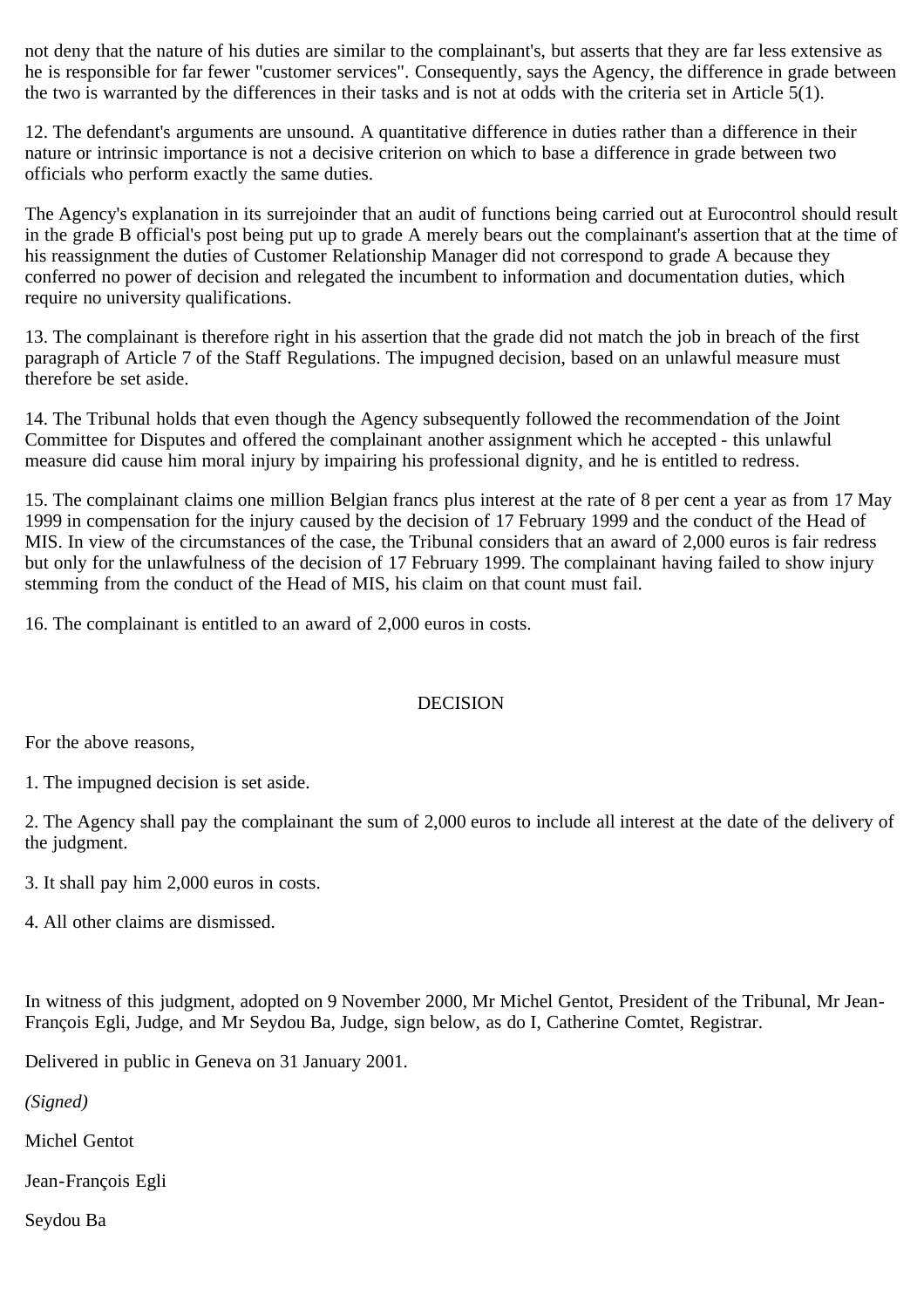not deny that the nature of his duties are similar to the complainant's, but asserts that they are far less extensive as he is responsible for far fewer "customer services". Consequently, says the Agency, the difference in grade between the two is warranted by the differences in their tasks and is not at odds with the criteria set in Article 5(1).

12. The defendant's arguments are unsound. A quantitative difference in duties rather than a difference in their nature or intrinsic importance is not a decisive criterion on which to base a difference in grade between two officials who perform exactly the same duties.

The Agency's explanation in its surrejoinder that an audit of functions being carried out at Eurocontrol should result in the grade B official's post being put up to grade A merely bears out the complainant's assertion that at the time of his reassignment the duties of Customer Relationship Manager did not correspond to grade A because they conferred no power of decision and relegated the incumbent to information and documentation duties, which require no university qualifications.

13. The complainant is therefore right in his assertion that the grade did not match the job in breach of the first paragraph of Article 7 of the Staff Regulations. The impugned decision, based on an unlawful measure must therefore be set aside.

14. The Tribunal holds that even though the Agency subsequently followed the recommendation of the Joint Committee for Disputes and offered the complainant another assignment which he accepted - this unlawful measure did cause him moral injury by impairing his professional dignity, and he is entitled to redress.

15. The complainant claims one million Belgian francs plus interest at the rate of 8 per cent a year as from 17 May 1999 in compensation for the injury caused by the decision of 17 February 1999 and the conduct of the Head of MIS. In view of the circumstances of the case, the Tribunal considers that an award of 2,000 euros is fair redress but only for the unlawfulness of the decision of 17 February 1999. The complainant having failed to show injury stemming from the conduct of the Head of MIS, his claim on that count must fail.

16. The complainant is entitled to an award of 2,000 euros in costs.

## DECISION

For the above reasons,

1. The impugned decision is set aside.

2. The Agency shall pay the complainant the sum of 2,000 euros to include all interest at the date of the delivery of the judgment.

3. It shall pay him 2,000 euros in costs.

4. All other claims are dismissed.

In witness of this judgment, adopted on 9 November 2000, Mr Michel Gentot, President of the Tribunal, Mr Jean-François Egli, Judge, and Mr Seydou Ba, Judge, sign below, as do I, Catherine Comtet, Registrar.

Delivered in public in Geneva on 31 January 2001.

*(Signed)*

Michel Gentot

Jean-François Egli

Seydou Ba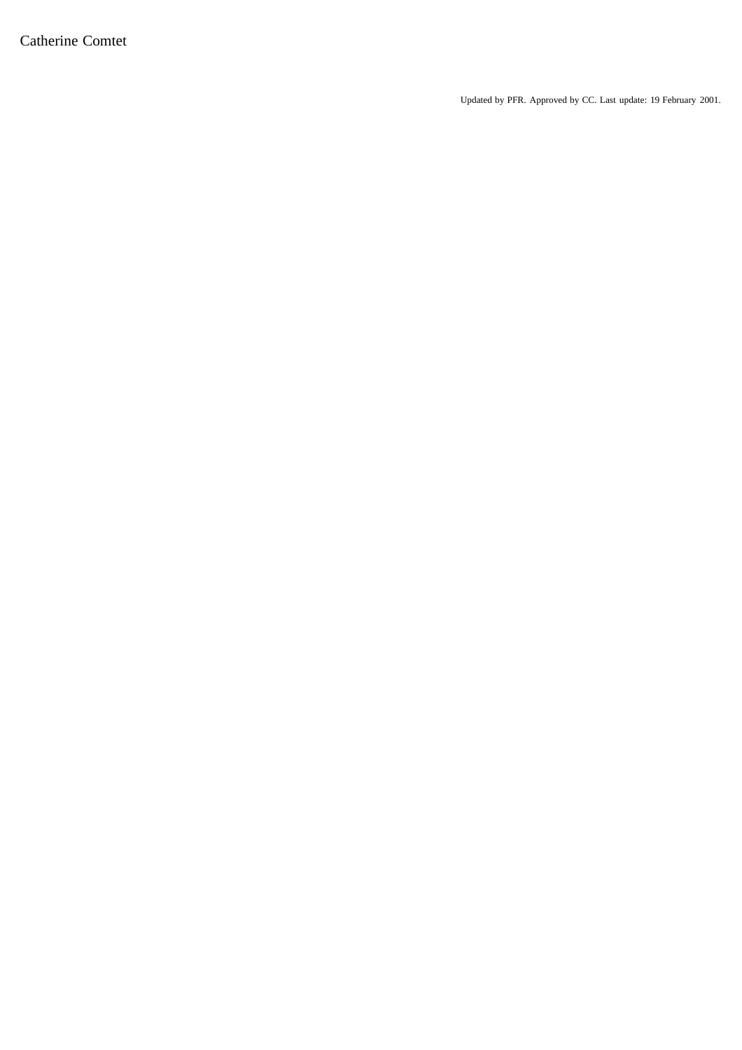Catherine Comtet

Updated by PFR. Approved by CC. Last update: 19 February 2001.